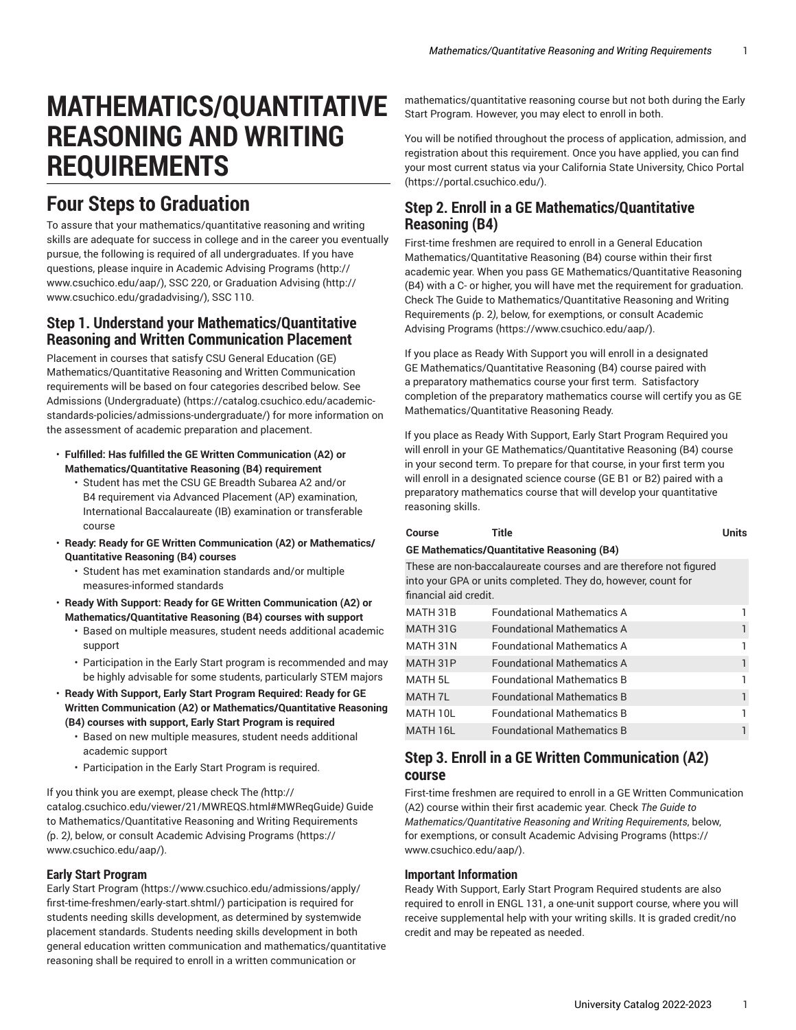# MATHEMATICS/QUANTITATIVE REASONING AND WRITING REQUIREMENTS

## Four Steps to Graduation

To assure that your mathematics/quantitative reasoning and writing skills are adequate for success in college and in the career you eventually pursue, the following is required of all undergraduates. If you have questions, please inquire in Academic Advising Programs (http://www.csuchico.edu/aap/), SSC 220, or Graduation Advising (http://www.csuchico.edu/gradadvising/), SSC 110.

### Step 1. Understand your Mathematics/Quantitative Reasoning and Written Communication Placement

Placement in courses that satisfy CSU General Education (GE) Mathematics/Quantitative Reasoning and Written Communication requirements will be based on four categories described below. See Admissions (Undergraduate) (https://catalog.csuchico.edu/academic-standards-policies/admissions-undergraduate/) for more information on the assessment of academic preparation and placement.

- **Fulfilled: Has fulfilled the GE Written Communication (A2) or Mathematics/Quantitative Reasoning (B4) requirement**
  - Student has met the CSU GE Breadth Subarea A2 and/or B4 requirement via Advanced Placement (AP) examination, International Baccalaureate (IB) examination or transferable course
- **Ready: Ready for GE Written Communication (A2) or Mathematics/Quantitative Reasoning (B4) courses**
  - Student has met examination standards and/or multiple measures-informed standards
- **Ready With Support: Ready for GE Written Communication (A2) or Mathematics/Quantitative Reasoning (B4) courses with support**
  - Based on multiple measures, student needs additional academic support
  - Participation in the Early Start program is recommended and may be highly advisable for some students, particularly STEM majors
- **Ready With Support, Early Start Program Required: Ready for GE Written Communication (A2) or Mathematics/Quantitative Reasoning (B4) courses with support, Early Start Program is required**
  - Based on new multiple measures, student needs additional academic support
  - Participation in the Early Start Program is required.

If you think you are exempt, please check The *(*http://catalog.csuchico.edu/viewer/21/MWREQS.html#MWReqGuide*)* Guide to Mathematics/Quantitative Reasoning and Writing Requirements *(*p. 2*)*, below, or consult Academic Advising Programs (https://www.csuchico.edu/aap/).

#### Early Start Program

Early Start Program (https://www.csuchico.edu/admissions/apply/first-time-freshmen/early-start.shtml/) participation is required for students needing skills development, as determined by systemwide placement standards. Students needing skills development in both general education written communication and mathematics/quantitative reasoning shall be required to enroll in a written communication or mathematics/quantitative reasoning course but not both during the Early Start Program. However, you may elect to enroll in both.

You will be notified throughout the process of application, admission, and registration about this requirement. Once you have applied, you can find your most current status via your California State University, Chico Portal (https://portal.csuchico.edu/).

### Step 2. Enroll in a GE Mathematics/Quantitative Reasoning (B4)

First-time freshmen are required to enroll in a General Education Mathematics/Quantitative Reasoning (B4) course within their first academic year. When you pass GE Mathematics/Quantitative Reasoning (B4) with a C- or higher, you will have met the requirement for graduation. Check The Guide to Mathematics/Quantitative Reasoning and Writing Requirements *(*p. 2*)*, below, for exemptions, or consult Academic Advising Programs (https://www.csuchico.edu/aap/).

If you place as Ready With Support you will enroll in a designated GE Mathematics/Quantitative Reasoning (B4) course paired with a preparatory mathematics course your first term. Satisfactory completion of the preparatory mathematics course will certify you as GE Mathematics/Quantitative Reasoning Ready.

If you place as Ready With Support, Early Start Program Required you will enroll in your GE Mathematics/Quantitative Reasoning (B4) course in your second term. To prepare for that course, in your first term you will enroll in a designated science course (GE B1 or B2) paired with a preparatory mathematics course that will develop your quantitative reasoning skills.

| Course | Title | Units |
|---|---|---|
| **GE Mathematics/Quantitative Reasoning (B4)** | | |
| These are non-baccalaureate courses and are therefore not figured into your GPA or units completed. They do, however, count for financial aid credit. | | |
| MATH 31B | Foundational Mathematics A | 1 |
| MATH 31G | Foundational Mathematics A | 1 |
| MATH 31N | Foundational Mathematics A | 1 |
| MATH 31P | Foundational Mathematics A | 1 |
| MATH 5L | Foundational Mathematics B | 1 |
| MATH 7L | Foundational Mathematics B | 1 |
| MATH 10L | Foundational Mathematics B | 1 |
| MATH 16L | Foundational Mathematics B | 1 |

### Step 3. Enroll in a GE Written Communication (A2) course

First-time freshmen are required to enroll in a GE Written Communication (A2) course within their first academic year. Check *The Guide to Mathematics/Quantitative Reasoning and Writing Requirements*, below, for exemptions, or consult Academic Advising Programs (https://www.csuchico.edu/aap/).

#### Important Information

Ready With Support, Early Start Program Required students are also required to enroll in ENGL 131, a one-unit support course, where you will receive supplemental help with your writing skills. It is graded credit/no credit and may be repeated as needed.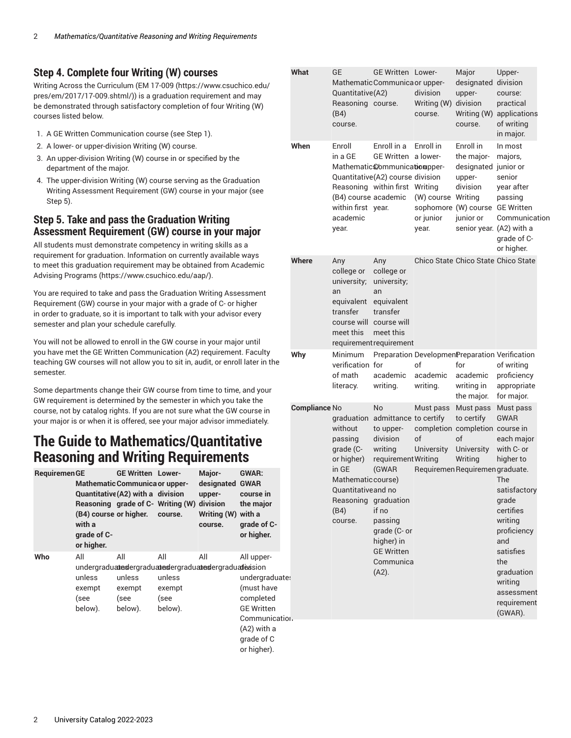## Step 4. Complete four Writing (W) courses

Writing Across the Curriculum (EM 17-009 (https://www.csuchico.edu/pres/em/2017/17-009.shtml/)) is a graduation requirement and may be demonstrated through satisfactory completion of four Writing (W) courses listed below.

1. A GE Written Communication course (see Step 1).
2. A lower- or upper-division Writing (W) course.
3. An upper-division Writing (W) course in or specified by the department of the major.
4. The upper-division Writing (W) course serving as the Graduation Writing Assessment Requirement (GW) course in your major (see Step 5).

## Step 5. Take and pass the Graduation Writing Assessment Requirement (GW) course in your major

All students must demonstrate competency in writing skills as a requirement for graduation. Information on currently available ways to meet this graduation requirement may be obtained from Academic Advising Programs (https://www.csuchico.edu/aap/).

You are required to take and pass the Graduation Writing Assessment Requirement (GW) course in your major with a grade of C- or higher in order to graduate, so it is important to talk with your advisor every semester and plan your schedule carefully.

You will not be allowed to enroll in the GW course in your major until you have met the GE Written Communication (A2) requirement. Faculty teaching GW courses will not allow you to sit in, audit, or enroll later in the semester.

Some departments change their GW course from time to time, and your GW requirement is determined by the semester in which you take the course, not by catalog rights. If you are not sure what the GW course in your major is or when it is offered, see your major advisor immediately.

# The Guide to Mathematics/Quantitative Reasoning and Writing Requirements

| Requirement | GE Mathematics/Quantitative Reasoning (B4) course with a grade of C- or higher. | GE Written Communication (A2) with a grade of C- or higher. | Lower- or upper-division Writing (W) course. | Major-designated upper-division Writing (W) course. | GWAR: GWAR course in the major with a grade of C- or higher. |
|---|---|---|---|---|---|
| Who | All undergraduates unless exempt (see below). | All undergraduates unless exempt (see below). | All undergraduates unless exempt (see below). | All undergraduates | All upper-division undergraduates (must have completed GE Written Communication (A2) with a grade of C or higher). |
| What | GE Mathematics/Quantitative Reasoning (B4) course. | GE Written Communication (A2) course. | Lower- or upper-division Writing (W) course. | Major designated upper-division Writing (W) course. | Upper-division course: practical applications of writing in major. |
| When | Enroll in a GE Mathematics/Quantitative Reasoning (B4) course within first academic year. | Enroll in a GE Written Communication (A2) course within first academic year. | Enroll in a lower- or upper-division Writing (W) course sophomore or junior year. | Enroll in the major-designated upper-division Writing (W) course junior or senior year. | In most majors, junior or senior year after passing GE Written Communication (A2) with a grade of C- or higher. |
| Where | Any college or university; an equivalent transfer course will meet this requirement | Any college or university; an equivalent transfer course will meet this requirement | Chico State | Chico State | Chico State |
| Why | Minimum verification of math literacy. | Preparation for academic writing. | Development of academic writing. | Preparation for academic writing in the major. | Verification of writing proficiency appropriate for major. |
| Compliance | No graduation without passing grade (C- or higher) in GE Mathematics/Quantitative Reasoning (B4) course. | No admittance to upper-division writing requirement (GWAR course) and no graduation if no passing grade (C- or higher) in GE Written Communication (A2). | Must pass to certify completion of University Writing Requirement | Must pass to certify completion of University Writing Requirement | Must pass GWAR course in each major with C- or higher to graduate. The satisfactory grade certifies writing proficiency and satisfies the graduation writing assessment requirement (GWAR). |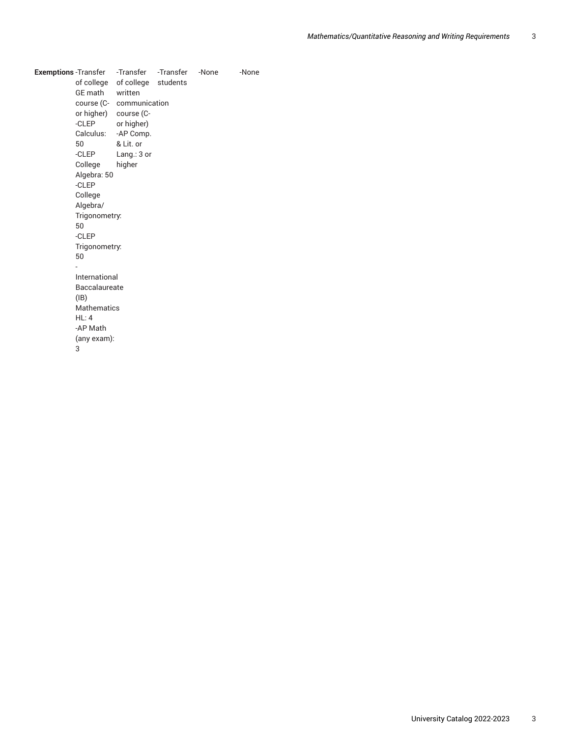| | | | | | |
|---|---|---|---|---|---|
| **Exemptions** | -Transfer of college GE math course (C- or higher)<br>-CLEP Calculus: 50<br>-CLEP College Algebra: 50<br>-CLEP College Algebra/ Trigonometry: 50<br>-CLEP Trigonometry: 50<br>-International Baccalaureate (IB) Mathematics HL: 4<br>-AP Math (any exam): 3 | -Transfer of college written communication course (C- or higher)<br>-AP Comp. & Lit. or Lang.: 3 or higher | -Transfer students | -None | -None |